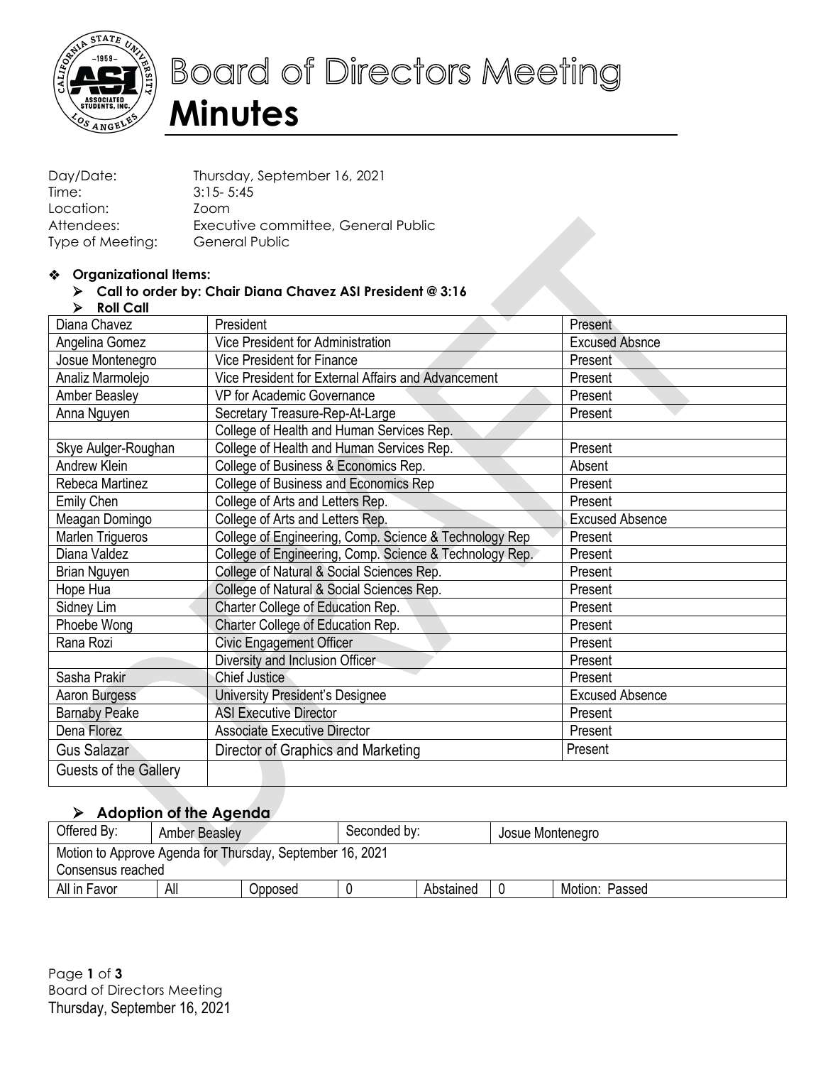# Board of Directors Meeting
# Minutes

Day/Date: Thursday, September 16, 2021
Time: 3:15- 5:45
Location: Zoom
Attendees: Executive committee, General Public
Type of Meeting: General Public

- **Organizational Items:**
  - **Call to order by: Chair Diana Chavez ASI President @ 3:16**
  - **Roll Call**

| | | |
|---|---|---|
| Diana Chavez | President | Present |
| Angelina Gomez | Vice President for Administration | Excused Absnce |
| Josue Montenegro | Vice President for Finance | Present |
| Analiz Marmolejo | Vice President for External Affairs and Advancement | Present |
| Amber Beasley | VP for Academic Governance | Present |
| Anna Nguyen | Secretary Treasure-Rep-At-Large | Present |
| | College of Health and Human Services Rep. | |
| Skye Aulger-Roughan | College of Health and Human Services Rep. | Present |
| Andrew Klein | College of Business & Economics Rep. | Absent |
| Rebeca Martinez | College of Business and Economics Rep | Present |
| Emily Chen | College of Arts and Letters Rep. | Present |
| Meagan Domingo | College of Arts and Letters Rep. | Excused Absence |
| Marlen Trigueros | College of Engineering, Comp. Science & Technology Rep | Present |
| Diana Valdez | College of Engineering, Comp. Science & Technology Rep. | Present |
| Brian Nguyen | College of Natural & Social Sciences Rep. | Present |
| Hope Hua | College of Natural & Social Sciences Rep. | Present |
| Sidney Lim | Charter College of Education Rep. | Present |
| Phoebe Wong | Charter College of Education Rep. | Present |
| Rana Rozi | Civic Engagement Officer | Present |
| | Diversity and Inclusion Officer | Present |
| Sasha Prakir | Chief Justice | Present |
| Aaron Burgess | University President's Designee | Excused Absence |
| Barnaby Peake | ASI Executive Director | Present |
| Dena Florez | Associate Executive Director | Present |
| Gus Salazar | Director of Graphics and Marketing | Present |
| Guests of the Gallery | | |

- **Adoption of the Agenda**

| Offered By: | Amber Beasley | | Seconded by: | | Josue Montenegro | |
|---|---|---|---|---|---|---|
| Motion to Approve Agenda for Thursday, September 16, 2021<br>Consensus reached | | | | | | |
| All in Favor | All | Opposed | 0 | Abstained | 0 | Motion: Passed |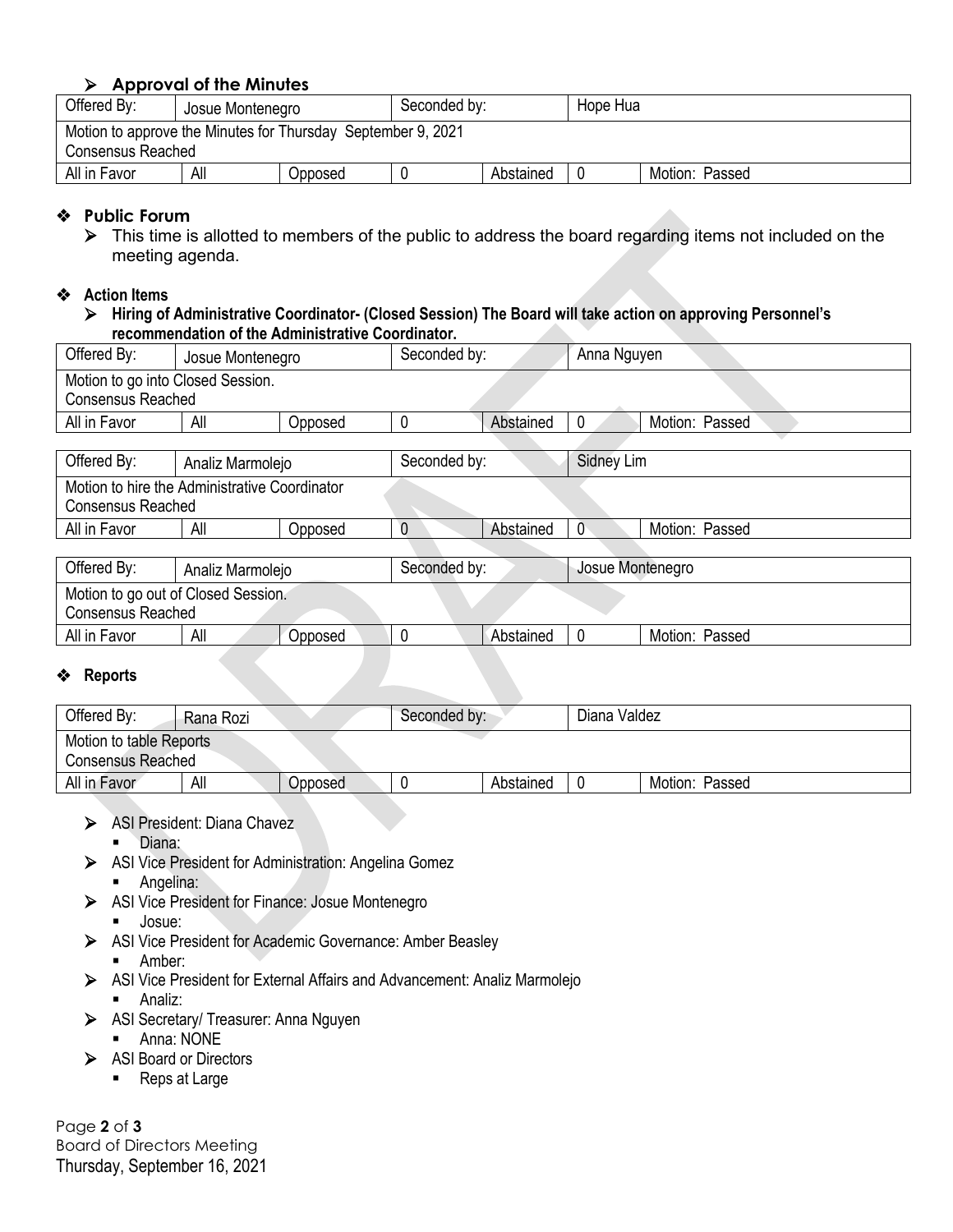- **Approval of the Minutes**

| Offered By: | Josue Montenegro | | Seconded by: | | Hope Hua | |
|---|---|---|---|---|---|---|
| Motion to approve the Minutes for Thursday September 9, 2021<br>Consensus Reached | | | | | | |
| All in Favor | All | Opposed | 0 | Abstained | 0 | Motion: Passed |

## ❖ Public Forum

- This time is allotted to members of the public to address the board regarding items not included on the meeting agenda.

## ❖ Action Items

- **Hiring of Administrative Coordinator- (Closed Session) The Board will take action on approving Personnel's recommendation of the Administrative Coordinator.**

| Offered By: | Josue Montenegro | | Seconded by: | | Anna Nguyen | |
|---|---|---|---|---|---|---|
| Motion to go into Closed Session.<br>Consensus Reached | | | | | | |
| All in Favor | All | Opposed | 0 | Abstained | 0 | Motion: Passed |

| Offered By: | Analiz Marmolejo | | Seconded by: | | Sidney Lim | |
|---|---|---|---|---|---|---|
| Motion to hire the Administrative Coordinator<br>Consensus Reached | | | | | | |
| All in Favor | All | Opposed | 0 | Abstained | 0 | Motion: Passed |

| Offered By: | Analiz Marmolejo | | Seconded by: | | Josue Montenegro | |
|---|---|---|---|---|---|---|
| Motion to go out of Closed Session.<br>Consensus Reached | | | | | | |
| All in Favor | All | Opposed | 0 | Abstained | 0 | Motion: Passed |

## ❖ Reports

| Offered By: | Rana Rozi | | Seconded by: | | Diana Valdez | |
|---|---|---|---|---|---|---|
| Motion to table Reports<br>Consensus Reached | | | | | | |
| All in Favor | All | Opposed | 0 | Abstained | 0 | Motion: Passed |

- ASI President: Diana Chavez
  - Diana:
- ASI Vice President for Administration: Angelina Gomez
  - Angelina:
- ASI Vice President for Finance: Josue Montenegro
  - Josue:
- ASI Vice President for Academic Governance: Amber Beasley
  - Amber:
- ASI Vice President for External Affairs and Advancement: Analiz Marmolejo
  - Analiz:
- ASI Secretary/ Treasurer: Anna Nguyen
  - Anna: NONE
- ASI Board or Directors
  - Reps at Large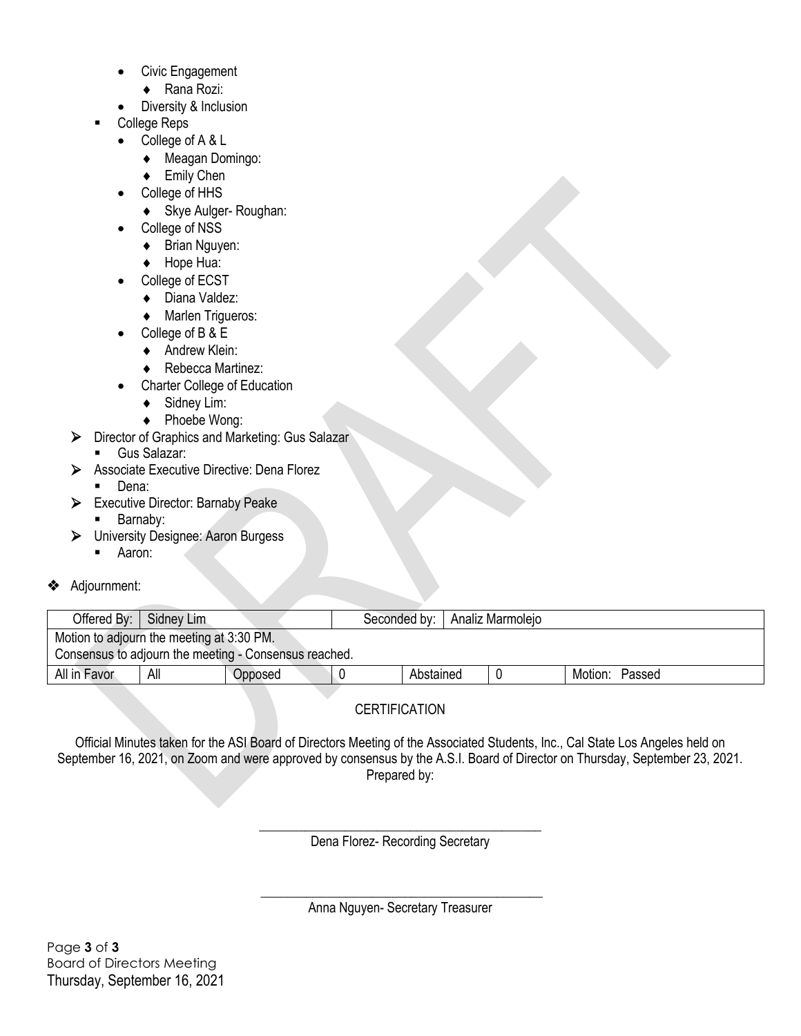- Civic Engagement
  - Rana Rozi:
- Diversity & Inclusion
- College Reps
  - College of A & L
    - Meagan Domingo:
    - Emily Chen
  - College of HHS
    - Skye Aulger- Roughan:
  - College of NSS
    - Brian Nguyen:
    - Hope Hua:
  - College of ECST
    - Diana Valdez:
    - Marlen Trigueros:
  - College of B & E
    - Andrew Klein:
    - Rebecca Martinez:
  - Charter College of Education
    - Sidney Lim:
    - Phoebe Wong:
- Director of Graphics and Marketing: Gus Salazar
  - Gus Salazar:
- Associate Executive Directive: Dena Florez
  - Dena:
- Executive Director: Barnaby Peake
  - Barnaby:
- University Designee: Aaron Burgess
  - Aaron:

❖ Adjournment:

| | | | | | | |
|---|---|---|---|---|---|---|
| Offered By: | Sidney Lim | | Seconded by: | Analiz Marmolejo | | |
| Motion to adjourn the meeting at 3:30 PM. Consensus to adjourn the meeting - Consensus reached. | | | | | | |
| All in Favor | All | Opposed | 0 | Abstained | 0 | Motion: Passed |

CERTIFICATION

Official Minutes taken for the ASI Board of Directors Meeting of the Associated Students, Inc., Cal State Los Angeles held on September 16, 2021, on Zoom and were approved by consensus by the A.S.I. Board of Director on Thursday, September 23, 2021. Prepared by:

_______________________________________________
Dena Florez- Recording Secretary

_______________________________________________
Anna Nguyen- Secretary Treasurer